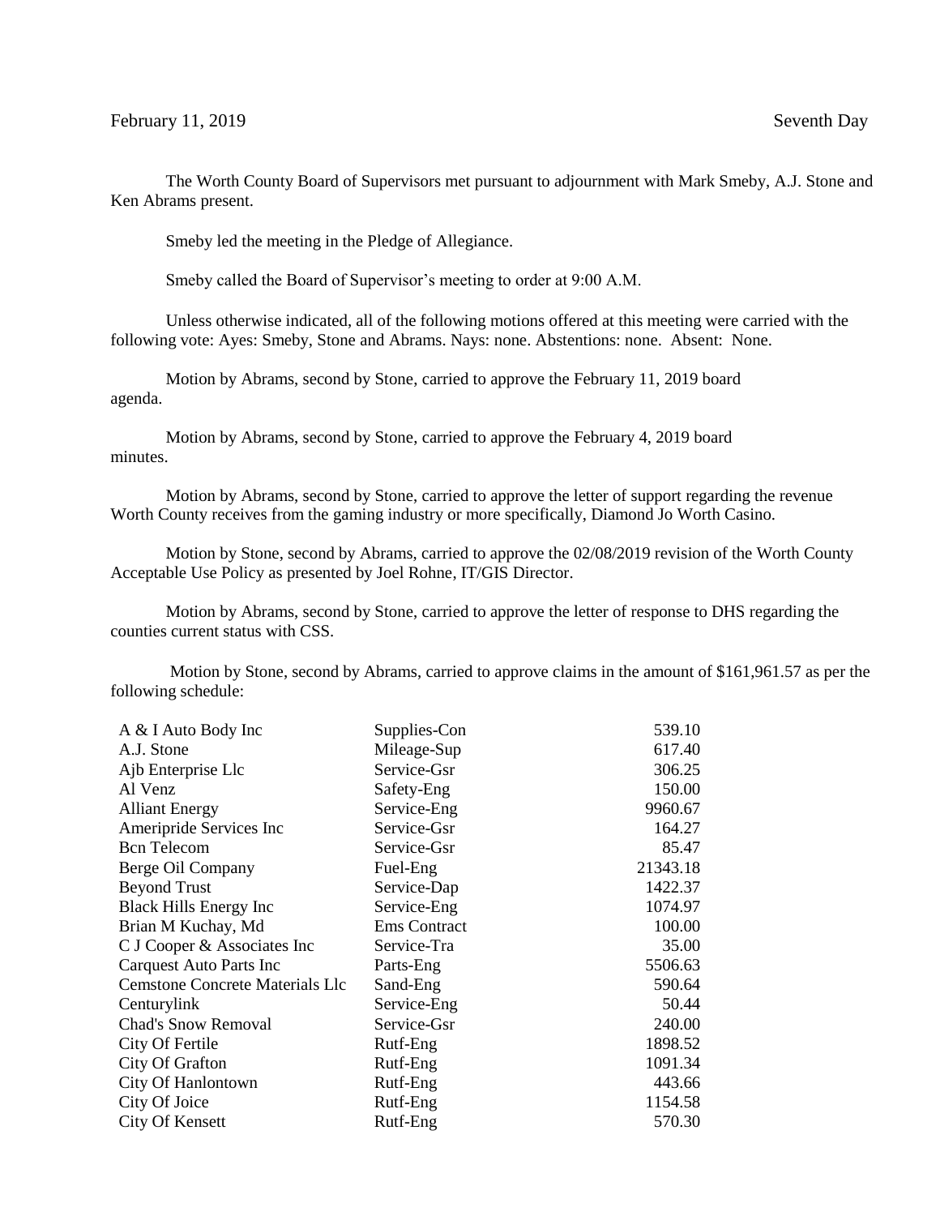February 11, 2019 Seventh Day

The Worth County Board of Supervisors met pursuant to adjournment with Mark Smeby, A.J. Stone and Ken Abrams present.

Smeby led the meeting in the Pledge of Allegiance.

Smeby called the Board of Supervisor's meeting to order at 9:00 A.M.

Unless otherwise indicated, all of the following motions offered at this meeting were carried with the following vote: Ayes: Smeby, Stone and Abrams. Nays: none. Abstentions: none. Absent: None.

Motion by Abrams, second by Stone, carried to approve the February 11, 2019 board agenda.

Motion by Abrams, second by Stone, carried to approve the February 4, 2019 board minutes.

Motion by Abrams, second by Stone, carried to approve the letter of support regarding the revenue Worth County receives from the gaming industry or more specifically, Diamond Jo Worth Casino.

Motion by Stone, second by Abrams, carried to approve the 02/08/2019 revision of the Worth County Acceptable Use Policy as presented by Joel Rohne, IT/GIS Director.

Motion by Abrams, second by Stone, carried to approve the letter of response to DHS regarding the counties current status with CSS.

Motion by Stone, second by Abrams, carried to approve claims in the amount of $161,961.57 as per the following schedule:

| | | |
|---|---|---|
| A & I Auto Body Inc | Supplies-Con | 539.10 |
| A.J. Stone | Mileage-Sup | 617.40 |
| Ajb Enterprise Llc | Service-Gsr | 306.25 |
| Al Venz | Safety-Eng | 150.00 |
| Alliant Energy | Service-Eng | 9960.67 |
| Ameripride Services Inc | Service-Gsr | 164.27 |
| Bcn Telecom | Service-Gsr | 85.47 |
| Berge Oil Company | Fuel-Eng | 21343.18 |
| Beyond Trust | Service-Dap | 1422.37 |
| Black Hills Energy Inc | Service-Eng | 1074.97 |
| Brian M Kuchay, Md | Ems Contract | 100.00 |
| C J Cooper & Associates Inc | Service-Tra | 35.00 |
| Carquest Auto Parts Inc | Parts-Eng | 5506.63 |
| Cemstone Concrete Materials Llc | Sand-Eng | 590.64 |
| Centurylink | Service-Eng | 50.44 |
| Chad's Snow Removal | Service-Gsr | 240.00 |
| City Of Fertile | Rutf-Eng | 1898.52 |
| City Of Grafton | Rutf-Eng | 1091.34 |
| City Of Hanlontown | Rutf-Eng | 443.66 |
| City Of Joice | Rutf-Eng | 1154.58 |
| City Of Kensett | Rutf-Eng | 570.30 |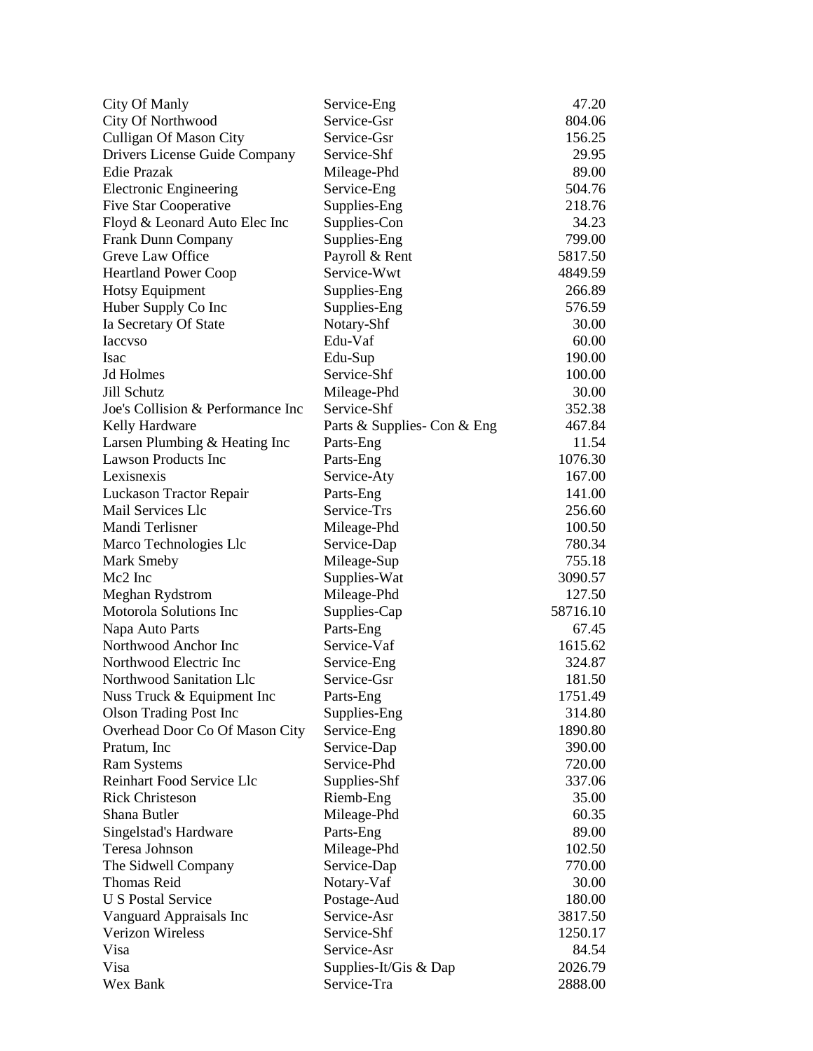| | | |
|---|---|---|
| City Of Manly | Service-Eng | 47.20 |
| City Of Northwood | Service-Gsr | 804.06 |
| Culligan Of Mason City | Service-Gsr | 156.25 |
| Drivers License Guide Company | Service-Shf | 29.95 |
| Edie Prazak | Mileage-Phd | 89.00 |
| Electronic Engineering | Service-Eng | 504.76 |
| Five Star Cooperative | Supplies-Eng | 218.76 |
| Floyd & Leonard Auto Elec Inc | Supplies-Con | 34.23 |
| Frank Dunn Company | Supplies-Eng | 799.00 |
| Greve Law Office | Payroll & Rent | 5817.50 |
| Heartland Power Coop | Service-Wwt | 4849.59 |
| Hotsy Equipment | Supplies-Eng | 266.89 |
| Huber Supply Co Inc | Supplies-Eng | 576.59 |
| Ia Secretary Of State | Notary-Shf | 30.00 |
| Iaccvso | Edu-Vaf | 60.00 |
| Isac | Edu-Sup | 190.00 |
| Jd Holmes | Service-Shf | 100.00 |
| Jill Schutz | Mileage-Phd | 30.00 |
| Joe's Collision & Performance Inc | Service-Shf | 352.38 |
| Kelly Hardware | Parts & Supplies- Con & Eng | 467.84 |
| Larsen Plumbing & Heating Inc | Parts-Eng | 11.54 |
| Lawson Products Inc | Parts-Eng | 1076.30 |
| Lexisnexis | Service-Aty | 167.00 |
| Luckason Tractor Repair | Parts-Eng | 141.00 |
| Mail Services Llc | Service-Trs | 256.60 |
| Mandi Terlisner | Mileage-Phd | 100.50 |
| Marco Technologies Llc | Service-Dap | 780.34 |
| Mark Smeby | Mileage-Sup | 755.18 |
| Mc2 Inc | Supplies-Wat | 3090.57 |
| Meghan Rydstrom | Mileage-Phd | 127.50 |
| Motorola Solutions Inc | Supplies-Cap | 58716.10 |
| Napa Auto Parts | Parts-Eng | 67.45 |
| Northwood Anchor Inc | Service-Vaf | 1615.62 |
| Northwood Electric Inc | Service-Eng | 324.87 |
| Northwood Sanitation Llc | Service-Gsr | 181.50 |
| Nuss Truck & Equipment Inc | Parts-Eng | 1751.49 |
| Olson Trading Post Inc | Supplies-Eng | 314.80 |
| Overhead Door Co Of Mason City | Service-Eng | 1890.80 |
| Pratum, Inc | Service-Dap | 390.00 |
| Ram Systems | Service-Phd | 720.00 |
| Reinhart Food Service Llc | Supplies-Shf | 337.06 |
| Rick Christeson | Riemb-Eng | 35.00 |
| Shana Butler | Mileage-Phd | 60.35 |
| Singelstad's Hardware | Parts-Eng | 89.00 |
| Teresa Johnson | Mileage-Phd | 102.50 |
| The Sidwell Company | Service-Dap | 770.00 |
| Thomas Reid | Notary-Vaf | 30.00 |
| U S Postal Service | Postage-Aud | 180.00 |
| Vanguard Appraisals Inc | Service-Asr | 3817.50 |
| Verizon Wireless | Service-Shf | 1250.17 |
| Visa | Service-Asr | 84.54 |
| Visa | Supplies-It/Gis & Dap | 2026.79 |
| Wex Bank | Service-Tra | 2888.00 |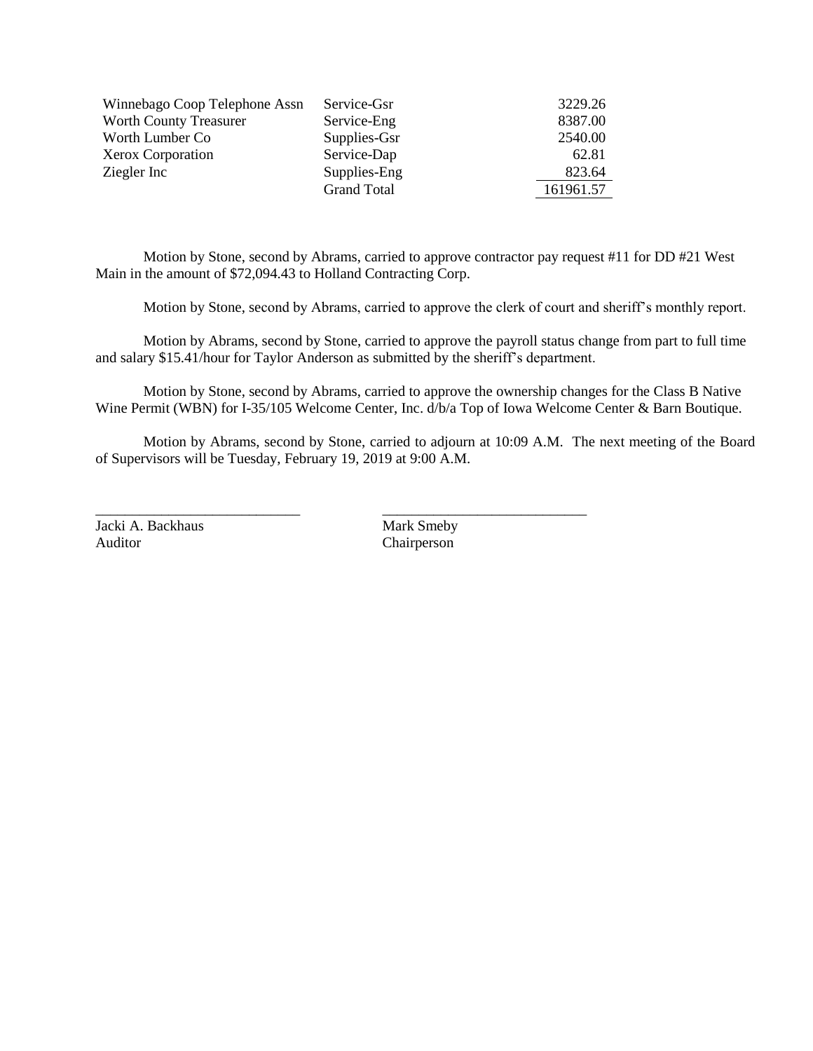| | | |
|---|---|---|
| Winnebago Coop Telephone Assn | Service-Gsr | 3229.26 |
| Worth County Treasurer | Service-Eng | 8387.00 |
| Worth Lumber Co | Supplies-Gsr | 2540.00 |
| Xerox Corporation | Service-Dap | 62.81 |
| Ziegler Inc | Supplies-Eng | 823.64 |
| | Grand Total | 161961.57 |

Motion by Stone, second by Abrams, carried to approve contractor pay request #11 for DD #21 West Main in the amount of $72,094.43 to Holland Contracting Corp.

Motion by Stone, second by Abrams, carried to approve the clerk of court and sheriff's monthly report.

Motion by Abrams, second by Stone, carried to approve the payroll status change from part to full time and salary $15.41/hour for Taylor Anderson as submitted by the sheriff's department.

Motion by Stone, second by Abrams, carried to approve the ownership changes for the Class B Native Wine Permit (WBN) for I-35/105 Welcome Center, Inc. d/b/a Top of Iowa Welcome Center & Barn Boutique.

Motion by Abrams, second by Stone, carried to adjourn at 10:09 A.M. The next meeting of the Board of Supervisors will be Tuesday, February 19, 2019 at 9:00 A.M.

\_\_\_\_\_\_\_\_\_\_\_\_\_\_\_\_\_\_\_\_\_\_\_\_\_\_\_\_
Jacki A. Backhaus
Auditor

\_\_\_\_\_\_\_\_\_\_\_\_\_\_\_\_\_\_\_\_\_\_\_\_\_\_\_\_
Mark Smeby
Chairperson